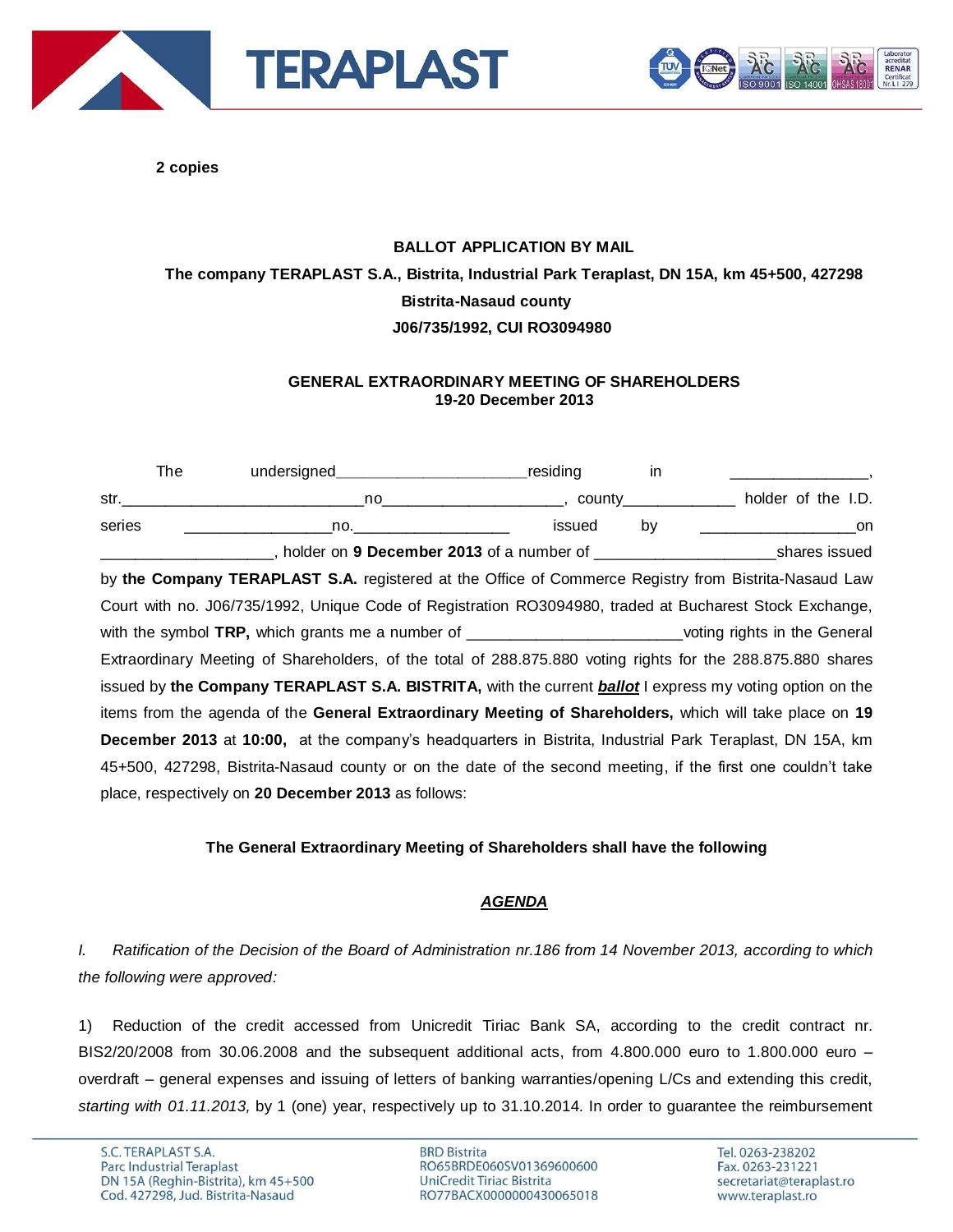**2 copies**

**BALLOT APPLICATION BY MAIL**

**The company TERAPLAST S.A., Bistrita, Industrial Park Teraplast, DN 15A, km 45+500, 427298 Bistrita-Nasaud county**

**J06/735/1992, CUI RO3094980**

**GENERAL EXTRAORDINARY MEETING OF SHAREHOLDERS**
**19-20 December 2013**

The undersigned______________________residing in ________________, str.____________________________no____________________, county_____________ holder of the I.D. series _________________no.__________________ issued by __________________on ___________________, holder on **9 December 2013** of a number of _____________________shares issued by **the Company TERAPLAST S.A.** registered at the Office of Commerce Registry from Bistrita-Nasaud Law Court with no. J06/735/1992, Unique Code of Registration RO3094980, traded at Bucharest Stock Exchange, with the symbol **TRP,** which grants me a number of ________________________voting rights in the General Extraordinary Meeting of Shareholders, of the total of 288.875.880 voting rights for the 288.875.880 shares issued by **the Company TERAPLAST S.A. BISTRITA,** with the current ***ballot*** I express my voting option on the items from the agenda of the **General Extraordinary Meeting of Shareholders,** which will take place on **19 December 2013** at **10:00,** at the company's headquarters in Bistrita, Industrial Park Teraplast, DN 15A, km 45+500, 427298, Bistrita-Nasaud county or on the date of the second meeting, if the first one couldn't take place, respectively on **20 December 2013** as follows:

**The General Extraordinary Meeting of Shareholders shall have the following**

***AGENDA***

*I. Ratification of the Decision of the Board of Administration nr.186 from 14 November 2013, according to which the following were approved:*

1) Reduction of the credit accessed from Unicredit Tiriac Bank SA, according to the credit contract nr. BIS2/20/2008 from 30.06.2008 and the subsequent additional acts, from 4.800.000 euro to 1.800.000 euro – overdraft – general expenses and issuing of letters of banking warranties/opening L/Cs and extending this credit, *starting with 01.11.2013,* by 1 (one) year, respectively up to 31.10.2014. In order to guarantee the reimbursement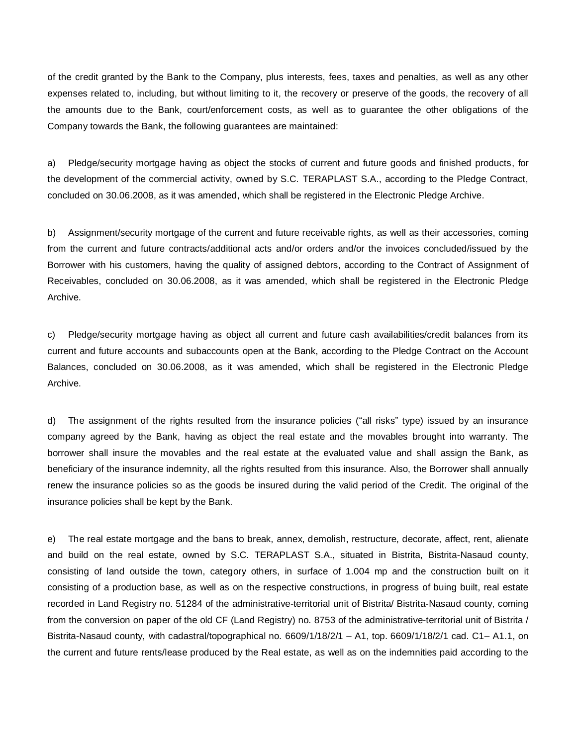of the credit granted by the Bank to the Company, plus interests, fees, taxes and penalties, as well as any other expenses related to, including, but without limiting to it, the recovery or preserve of the goods, the recovery of all the amounts due to the Bank, court/enforcement costs, as well as to guarantee the other obligations of the Company towards the Bank, the following guarantees are maintained:

a) Pledge/security mortgage having as object the stocks of current and future goods and finished products, for the development of the commercial activity, owned by S.C. TERAPLAST S.A., according to the Pledge Contract, concluded on 30.06.2008, as it was amended, which shall be registered in the Electronic Pledge Archive.

b) Assignment/security mortgage of the current and future receivable rights, as well as their accessories, coming from the current and future contracts/additional acts and/or orders and/or the invoices concluded/issued by the Borrower with his customers, having the quality of assigned debtors, according to the Contract of Assignment of Receivables, concluded on 30.06.2008, as it was amended, which shall be registered in the Electronic Pledge Archive.

c) Pledge/security mortgage having as object all current and future cash availabilities/credit balances from its current and future accounts and subaccounts open at the Bank, according to the Pledge Contract on the Account Balances, concluded on 30.06.2008, as it was amended, which shall be registered in the Electronic Pledge Archive.

d) The assignment of the rights resulted from the insurance policies ("all risks" type) issued by an insurance company agreed by the Bank, having as object the real estate and the movables brought into warranty. The borrower shall insure the movables and the real estate at the evaluated value and shall assign the Bank, as beneficiary of the insurance indemnity, all the rights resulted from this insurance. Also, the Borrower shall annually renew the insurance policies so as the goods be insured during the valid period of the Credit. The original of the insurance policies shall be kept by the Bank.

e) The real estate mortgage and the bans to break, annex, demolish, restructure, decorate, affect, rent, alienate and build on the real estate, owned by S.C. TERAPLAST S.A., situated in Bistrita, Bistrita-Nasaud county, consisting of land outside the town, category others, in surface of 1.004 mp and the construction built on it consisting of a production base, as well as on the respective constructions, in progress of buing built, real estate recorded in Land Registry no. 51284 of the administrative-territorial unit of Bistrita/ Bistrita-Nasaud county, coming from the conversion on paper of the old CF (Land Registry) no. 8753 of the administrative-territorial unit of Bistrita / Bistrita-Nasaud county, with cadastral/topographical no. 6609/1/18/2/1 – A1, top. 6609/1/18/2/1 cad. C1– A1.1, on the current and future rents/lease produced by the Real estate, as well as on the indemnities paid according to the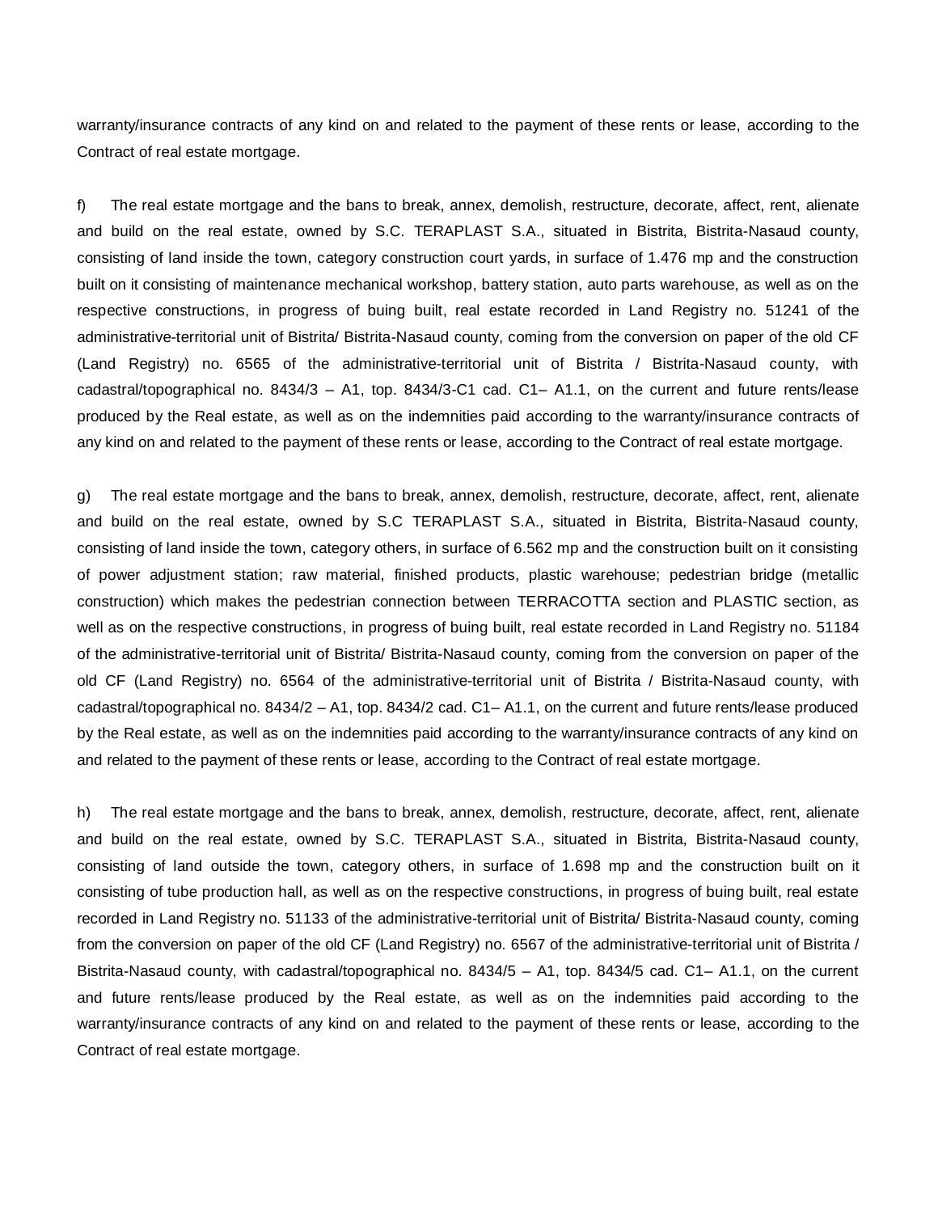warranty/insurance contracts of any kind on and related to the payment of these rents or lease, according to the Contract of real estate mortgage.

f) The real estate mortgage and the bans to break, annex, demolish, restructure, decorate, affect, rent, alienate and build on the real estate, owned by S.C. TERAPLAST S.A., situated in Bistrita, Bistrita-Nasaud county, consisting of land inside the town, category construction court yards, in surface of 1.476 mp and the construction built on it consisting of maintenance mechanical workshop, battery station, auto parts warehouse, as well as on the respective constructions, in progress of buing built, real estate recorded in Land Registry no. 51241 of the administrative-territorial unit of Bistrita/ Bistrita-Nasaud county, coming from the conversion on paper of the old CF (Land Registry) no. 6565 of the administrative-territorial unit of Bistrita / Bistrita-Nasaud county, with cadastral/topographical no. 8434/3 – A1, top. 8434/3-C1 cad. C1– A1.1, on the current and future rents/lease produced by the Real estate, as well as on the indemnities paid according to the warranty/insurance contracts of any kind on and related to the payment of these rents or lease, according to the Contract of real estate mortgage.

g) The real estate mortgage and the bans to break, annex, demolish, restructure, decorate, affect, rent, alienate and build on the real estate, owned by S.C TERAPLAST S.A., situated in Bistrita, Bistrita-Nasaud county, consisting of land inside the town, category others, in surface of 6.562 mp and the construction built on it consisting of power adjustment station; raw material, finished products, plastic warehouse; pedestrian bridge (metallic construction) which makes the pedestrian connection between TERRACOTTA section and PLASTIC section, as well as on the respective constructions, in progress of buing built, real estate recorded in Land Registry no. 51184 of the administrative-territorial unit of Bistrita/ Bistrita-Nasaud county, coming from the conversion on paper of the old CF (Land Registry) no. 6564 of the administrative-territorial unit of Bistrita / Bistrita-Nasaud county, with cadastral/topographical no. 8434/2 – A1, top. 8434/2 cad. C1– A1.1, on the current and future rents/lease produced by the Real estate, as well as on the indemnities paid according to the warranty/insurance contracts of any kind on and related to the payment of these rents or lease, according to the Contract of real estate mortgage.

h) The real estate mortgage and the bans to break, annex, demolish, restructure, decorate, affect, rent, alienate and build on the real estate, owned by S.C. TERAPLAST S.A., situated in Bistrita, Bistrita-Nasaud county, consisting of land outside the town, category others, in surface of 1.698 mp and the construction built on it consisting of tube production hall, as well as on the respective constructions, in progress of buing built, real estate recorded in Land Registry no. 51133 of the administrative-territorial unit of Bistrita/ Bistrita-Nasaud county, coming from the conversion on paper of the old CF (Land Registry) no. 6567 of the administrative-territorial unit of Bistrita / Bistrita-Nasaud county, with cadastral/topographical no. 8434/5 – A1, top. 8434/5 cad. C1– A1.1, on the current and future rents/lease produced by the Real estate, as well as on the indemnities paid according to the warranty/insurance contracts of any kind on and related to the payment of these rents or lease, according to the Contract of real estate mortgage.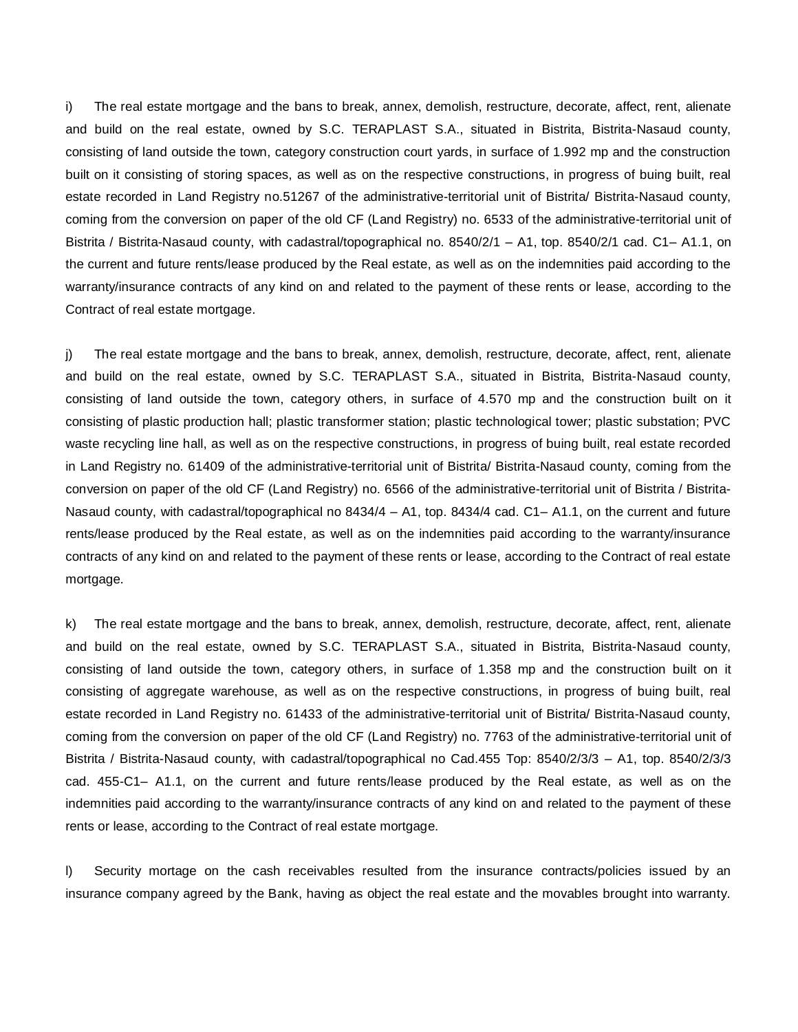i) The real estate mortgage and the bans to break, annex, demolish, restructure, decorate, affect, rent, alienate and build on the real estate, owned by S.C. TERAPLAST S.A., situated in Bistrita, Bistrita-Nasaud county, consisting of land outside the town, category construction court yards, in surface of 1.992 mp and the construction built on it consisting of storing spaces, as well as on the respective constructions, in progress of buing built, real estate recorded in Land Registry no.51267 of the administrative-territorial unit of Bistrita/ Bistrita-Nasaud county, coming from the conversion on paper of the old CF (Land Registry) no. 6533 of the administrative-territorial unit of Bistrita / Bistrita-Nasaud county, with cadastral/topographical no. 8540/2/1 – A1, top. 8540/2/1 cad. C1– A1.1, on the current and future rents/lease produced by the Real estate, as well as on the indemnities paid according to the warranty/insurance contracts of any kind on and related to the payment of these rents or lease, according to the Contract of real estate mortgage.

j) The real estate mortgage and the bans to break, annex, demolish, restructure, decorate, affect, rent, alienate and build on the real estate, owned by S.C. TERAPLAST S.A., situated in Bistrita, Bistrita-Nasaud county, consisting of land outside the town, category others, in surface of 4.570 mp and the construction built on it consisting of plastic production hall; plastic transformer station; plastic technological tower; plastic substation; PVC waste recycling line hall, as well as on the respective constructions, in progress of buing built, real estate recorded in Land Registry no. 61409 of the administrative-territorial unit of Bistrita/ Bistrita-Nasaud county, coming from the conversion on paper of the old CF (Land Registry) no. 6566 of the administrative-territorial unit of Bistrita / Bistrita-Nasaud county, with cadastral/topographical no 8434/4 – A1, top. 8434/4 cad. C1– A1.1, on the current and future rents/lease produced by the Real estate, as well as on the indemnities paid according to the warranty/insurance contracts of any kind on and related to the payment of these rents or lease, according to the Contract of real estate mortgage.

k) The real estate mortgage and the bans to break, annex, demolish, restructure, decorate, affect, rent, alienate and build on the real estate, owned by S.C. TERAPLAST S.A., situated in Bistrita, Bistrita-Nasaud county, consisting of land outside the town, category others, in surface of 1.358 mp and the construction built on it consisting of aggregate warehouse, as well as on the respective constructions, in progress of buing built, real estate recorded in Land Registry no. 61433 of the administrative-territorial unit of Bistrita/ Bistrita-Nasaud county, coming from the conversion on paper of the old CF (Land Registry) no. 7763 of the administrative-territorial unit of Bistrita / Bistrita-Nasaud county, with cadastral/topographical no Cad.455 Top: 8540/2/3/3 – A1, top. 8540/2/3/3 cad. 455-C1– A1.1, on the current and future rents/lease produced by the Real estate, as well as on the indemnities paid according to the warranty/insurance contracts of any kind on and related to the payment of these rents or lease, according to the Contract of real estate mortgage.

l) Security mortage on the cash receivables resulted from the insurance contracts/policies issued by an insurance company agreed by the Bank, having as object the real estate and the movables brought into warranty.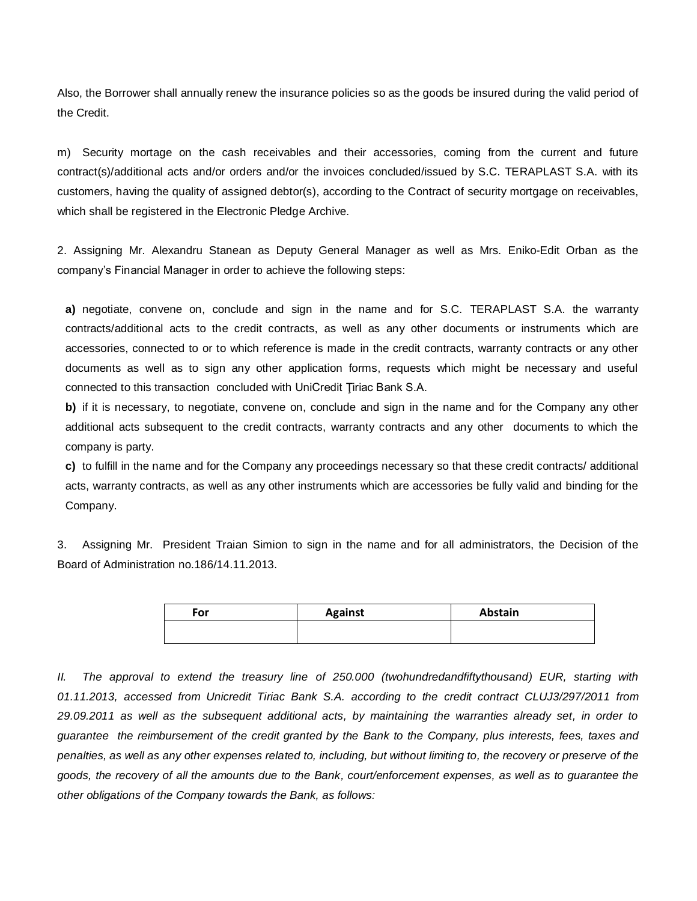Also, the Borrower shall annually renew the insurance policies so as the goods be insured during the valid period of the Credit.

m) Security mortage on the cash receivables and their accessories, coming from the current and future contract(s)/additional acts and/or orders and/or the invoices concluded/issued by S.C. TERAPLAST S.A. with its customers, having the quality of assigned debtor(s), according to the Contract of security mortgage on receivables, which shall be registered in the Electronic Pledge Archive.

2. Assigning Mr. Alexandru Stanean as Deputy General Manager as well as Mrs. Eniko-Edit Orban as the company's Financial Manager in order to achieve the following steps:

**a)** negotiate, convene on, conclude and sign in the name and for S.C. TERAPLAST S.A. the warranty contracts/additional acts to the credit contracts, as well as any other documents or instruments which are accessories, connected to or to which reference is made in the credit contracts, warranty contracts or any other documents as well as to sign any other application forms, requests which might be necessary and useful connected to this transaction concluded with UniCredit Ţiriac Bank S.A.

**b)** if it is necessary, to negotiate, convene on, conclude and sign in the name and for the Company any other additional acts subsequent to the credit contracts, warranty contracts and any other documents to which the company is party.

**c)** to fulfill in the name and for the Company any proceedings necessary so that these credit contracts/ additional acts, warranty contracts, as well as any other instruments which are accessories be fully valid and binding for the Company.

3. Assigning Mr. President Traian Simion to sign in the name and for all administrators, the Decision of the Board of Administration no.186/14.11.2013.

| For | Against | Abstain |
| --- | --- | --- |
| | | |

*II. The approval to extend the treasury line of 250.000 (twohundredandfiftythousand) EUR, starting with 01.11.2013, accessed from Unicredit Tiriac Bank S.A. according to the credit contract CLUJ3/297/2011 from 29.09.2011 as well as the subsequent additional acts, by maintaining the warranties already set, in order to guarantee the reimbursement of the credit granted by the Bank to the Company, plus interests, fees, taxes and penalties, as well as any other expenses related to, including, but without limiting to, the recovery or preserve of the goods, the recovery of all the amounts due to the Bank, court/enforcement expenses, as well as to guarantee the other obligations of the Company towards the Bank, as follows:*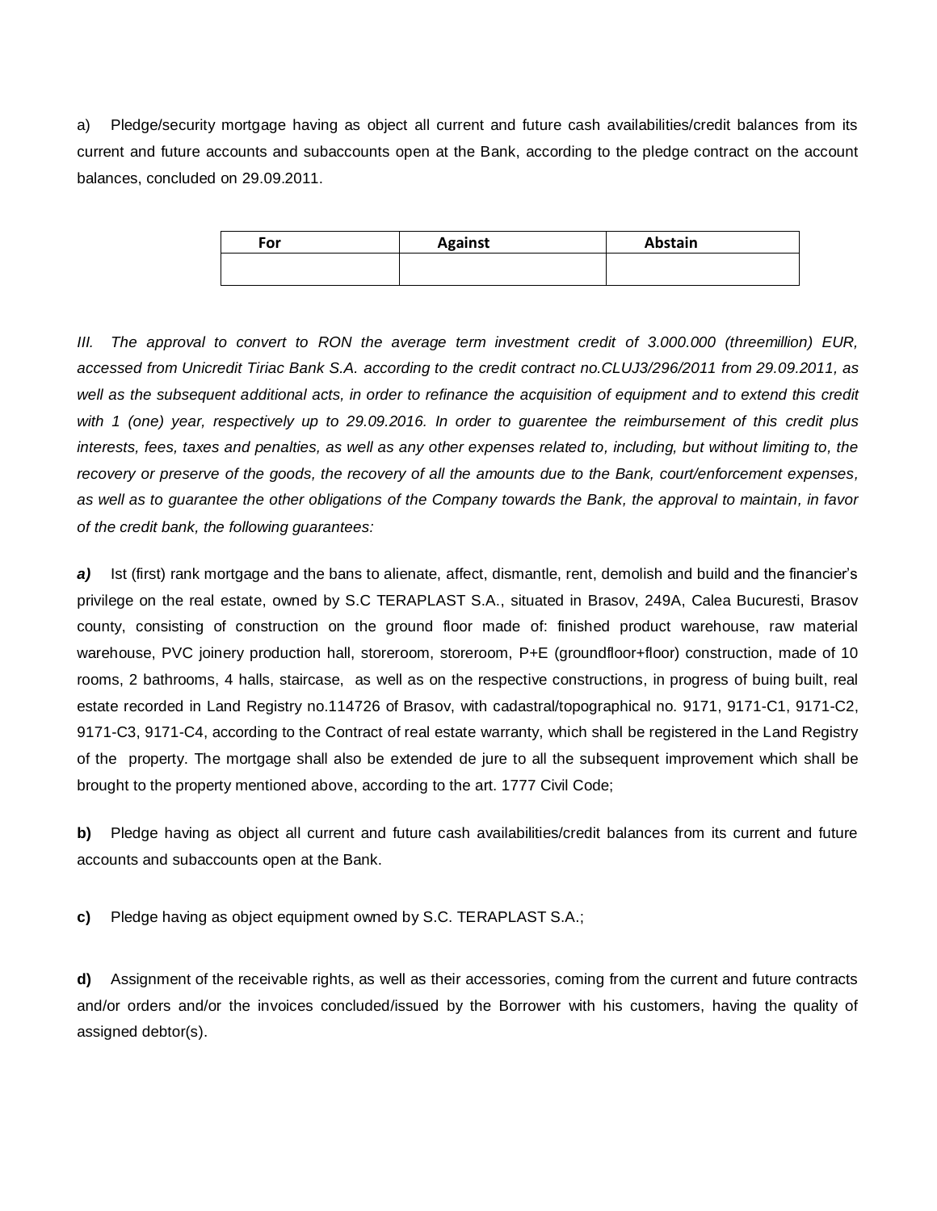a) Pledge/security mortgage having as object all current and future cash availabilities/credit balances from its current and future accounts and subaccounts open at the Bank, according to the pledge contract on the account balances, concluded on 29.09.2011.

| For | Against | Abstain |
|---|---|---|
| | | |

*III. The approval to convert to RON the average term investment credit of 3.000.000 (threemillion) EUR, accessed from Unicredit Tiriac Bank S.A. according to the credit contract no.CLUJ3/296/2011 from 29.09.2011, as well as the subsequent additional acts, in order to refinance the acquisition of equipment and to extend this credit with 1 (one) year, respectively up to 29.09.2016. In order to guarentee the reimbursement of this credit plus interests, fees, taxes and penalties, as well as any other expenses related to, including, but without limiting to, the recovery or preserve of the goods, the recovery of all the amounts due to the Bank, court/enforcement expenses, as well as to guarantee the other obligations of the Company towards the Bank, the approval to maintain, in favor of the credit bank, the following guarantees:*

***a)*** Ist (first) rank mortgage and the bans to alienate, affect, dismantle, rent, demolish and build and the financier's privilege on the real estate, owned by S.C TERAPLAST S.A., situated in Brasov, 249A, Calea Bucuresti, Brasov county, consisting of construction on the ground floor made of: finished product warehouse, raw material warehouse, PVC joinery production hall, storeroom, storeroom, P+E (groundfloor+floor) construction, made of 10 rooms, 2 bathrooms, 4 halls, staircase, as well as on the respective constructions, in progress of buing built, real estate recorded in Land Registry no.114726 of Brasov, with cadastral/topographical no. 9171, 9171-C1, 9171-C2, 9171-C3, 9171-C4, according to the Contract of real estate warranty, which shall be registered in the Land Registry of the property. The mortgage shall also be extended de jure to all the subsequent improvement which shall be brought to the property mentioned above, according to the art. 1777 Civil Code;

**b)** Pledge having as object all current and future cash availabilities/credit balances from its current and future accounts and subaccounts open at the Bank.

**c)** Pledge having as object equipment owned by S.C. TERAPLAST S.A.;

**d)** Assignment of the receivable rights, as well as their accessories, coming from the current and future contracts and/or orders and/or the invoices concluded/issued by the Borrower with his customers, having the quality of assigned debtor(s).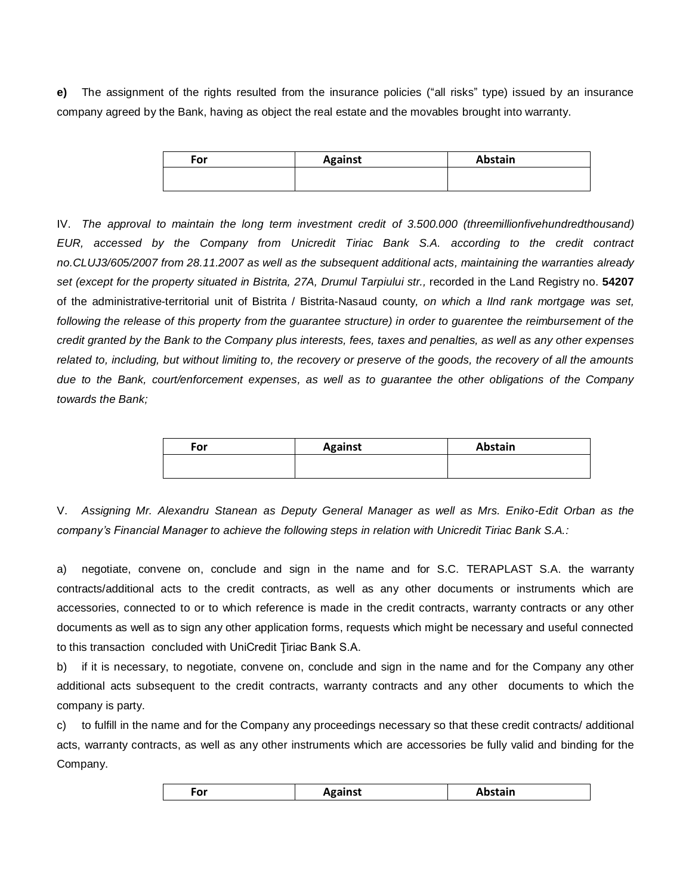**e)** The assignment of the rights resulted from the insurance policies ("all risks" type) issued by an insurance company agreed by the Bank, having as object the real estate and the movables brought into warranty.

| For | Against | Abstain |
| --- | --- | --- |
| | | |

IV. *The approval to maintain the long term investment credit of 3.500.000 (threemillionfivehundredthousand) EUR, accessed by the Company from Unicredit Tiriac Bank S.A. according to the credit contract no.CLUJ3/605/2007 from 28.11.2007 as well as the subsequent additional acts, maintaining the warranties already set (except for the property situated in Bistrita, 27A, Drumul Tarpiului str.,* recorded in the Land Registry no. **54207** of the administrative-territorial unit of Bistrita / Bistrita-Nasaud county, *on which a IInd rank mortgage was set, following the release of this property from the guarantee structure) in order to guarentee the reimbursement of the credit granted by the Bank to the Company plus interests, fees, taxes and penalties, as well as any other expenses related to, including, but without limiting to, the recovery or preserve of the goods, the recovery of all the amounts due to the Bank, court/enforcement expenses, as well as to guarantee the other obligations of the Company towards the Bank;*

| For | Against | Abstain |
| --- | --- | --- |
| | | |

V. *Assigning Mr. Alexandru Stanean as Deputy General Manager as well as Mrs. Eniko-Edit Orban as the company's Financial Manager to achieve the following steps in relation with Unicredit Tiriac Bank S.A.:*

a) negotiate, convene on, conclude and sign in the name and for S.C. TERAPLAST S.A. the warranty contracts/additional acts to the credit contracts, as well as any other documents or instruments which are accessories, connected to or to which reference is made in the credit contracts, warranty contracts or any other documents as well as to sign any other application forms, requests which might be necessary and useful connected to this transaction concluded with UniCredit Ţiriac Bank S.A.

b) if it is necessary, to negotiate, convene on, conclude and sign in the name and for the Company any other additional acts subsequent to the credit contracts, warranty contracts and any other documents to which the company is party.

c) to fulfill in the name and for the Company any proceedings necessary so that these credit contracts/ additional acts, warranty contracts, as well as any other instruments which are accessories be fully valid and binding for the Company.

| For | Against | Abstain |
| --- | --- | --- |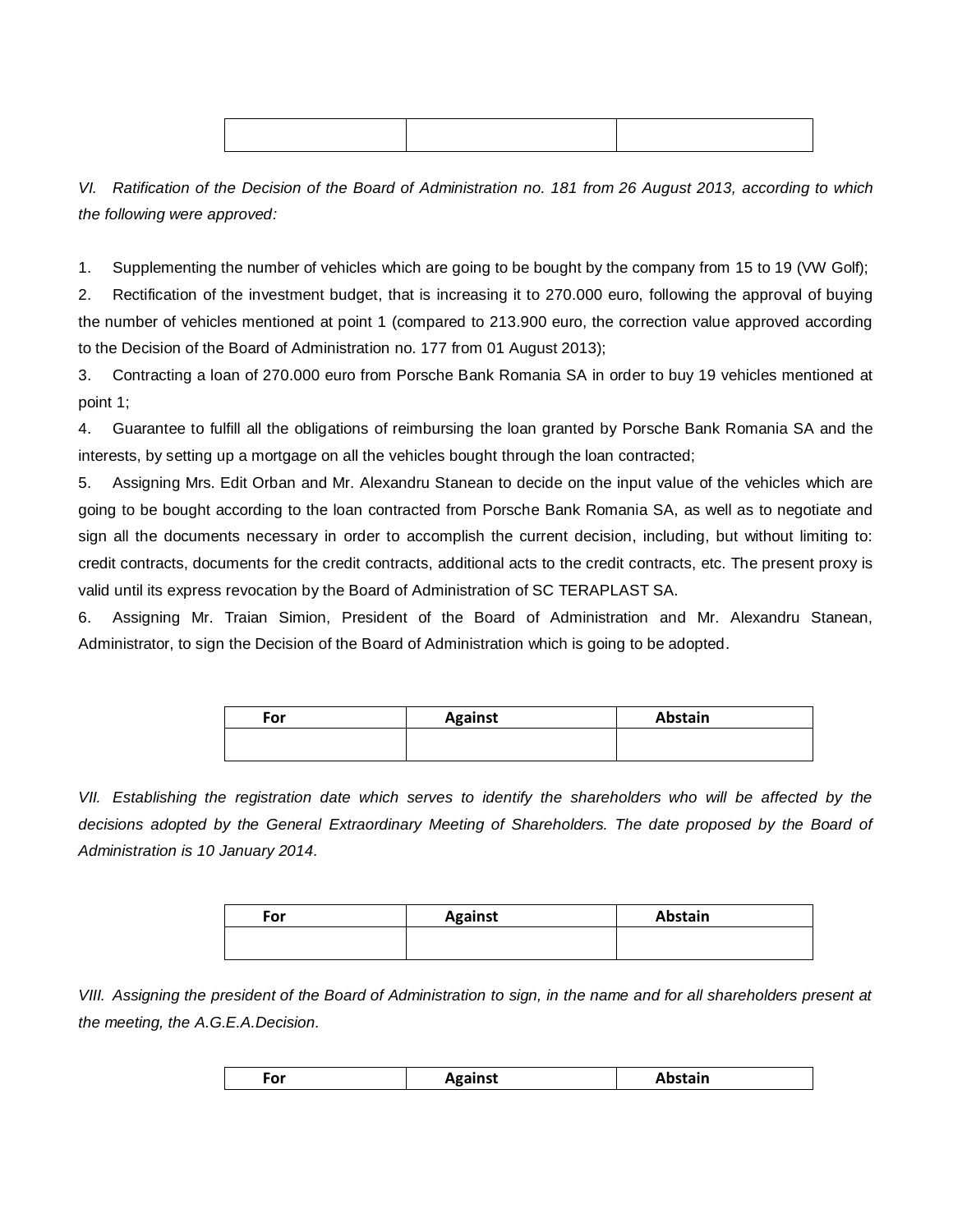| | | |
|---|---|---|
| | | |

*VI. Ratification of the Decision of the Board of Administration no. 181 from 26 August 2013, according to which the following were approved:*

1. Supplementing the number of vehicles which are going to be bought by the company from 15 to 19 (VW Golf);
2. Rectification of the investment budget, that is increasing it to 270.000 euro, following the approval of buying the number of vehicles mentioned at point 1 (compared to 213.900 euro, the correction value approved according to the Decision of the Board of Administration no. 177 from 01 August 2013);
3. Contracting a loan of 270.000 euro from Porsche Bank Romania SA in order to buy 19 vehicles mentioned at point 1;
4. Guarantee to fulfill all the obligations of reimbursing the loan granted by Porsche Bank Romania SA and the interests, by setting up a mortgage on all the vehicles bought through the loan contracted;
5. Assigning Mrs. Edit Orban and Mr. Alexandru Stanean to decide on the input value of the vehicles which are going to be bought according to the loan contracted from Porsche Bank Romania SA, as well as to negotiate and sign all the documents necessary in order to accomplish the current decision, including, but without limiting to: credit contracts, documents for the credit contracts, additional acts to the credit contracts, etc. The present proxy is valid until its express revocation by the Board of Administration of SC TERAPLAST SA.
6. Assigning Mr. Traian Simion, President of the Board of Administration and Mr. Alexandru Stanean, Administrator, to sign the Decision of the Board of Administration which is going to be adopted.

| For | Against | Abstain |
|---|---|---|
| | | |

*VII. Establishing the registration date which serves to identify the shareholders who will be affected by the decisions adopted by the General Extraordinary Meeting of Shareholders. The date proposed by the Board of Administration is 10 January 2014.*

| For | Against | Abstain |
|---|---|---|
| | | |

*VIII. Assigning the president of the Board of Administration to sign, in the name and for all shareholders present at the meeting, the A.G.E.A.Decision.*

| For | Against | Abstain |
|---|---|---|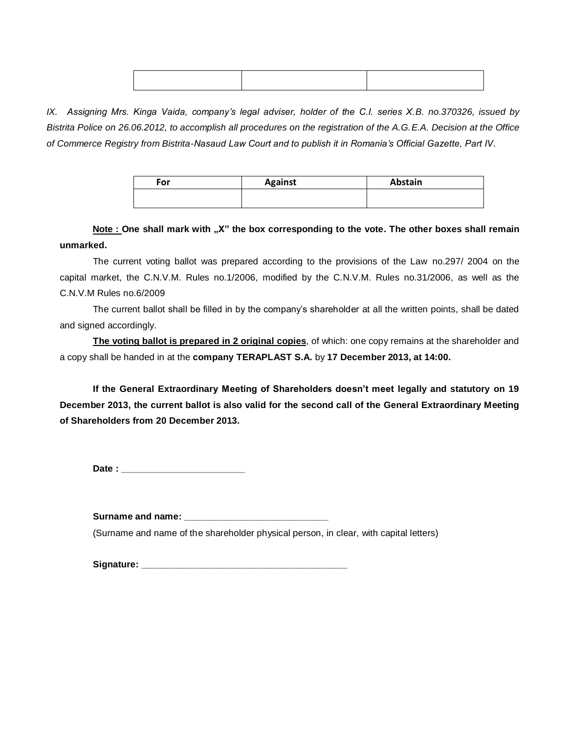| | | |
|---|---|---|
| | | |

*IX. Assigning Mrs. Kinga Vaida, company's legal adviser, holder of the C.I. series X.B. no.370326, issued by Bistrita Police on 26.06.2012, to accomplish all procedures on the registration of the A.G.E.A. Decision at the Office of Commerce Registry from Bistrita-Nasaud Law Court and to publish it in Romania's Official Gazette, Part IV.*

| For | Against | Abstain |
|---|---|---|
| | | |

**<u>Note :</u> One shall mark with „X" the box corresponding to the vote. The other boxes shall remain unmarked.**

The current voting ballot was prepared according to the provisions of the Law no.297/ 2004 on the capital market, the C.N.V.M. Rules no.1/2006, modified by the C.N.V.M. Rules no.31/2006, as well as the C.N.V.M Rules no.6/2009

The current ballot shall be filled in by the company's shareholder at all the written points, shall be dated and signed accordingly.

**<u>The voting ballot is prepared in 2 original copies</u>**, of which: one copy remains at the shareholder and a copy shall be handed in at the **company TERAPLAST S.A.** by **17 December 2013, at 14:00.**

**If the General Extraordinary Meeting of Shareholders doesn't meet legally and statutory on 19 December 2013, the current ballot is also valid for the second call of the General Extraordinary Meeting of Shareholders from 20 December 2013.**

**Date : ________________________**

**Surname and name: ____________________________**

(Surname and name of the shareholder physical person, in clear, with capital letters)

**Signature: ________________________________________**